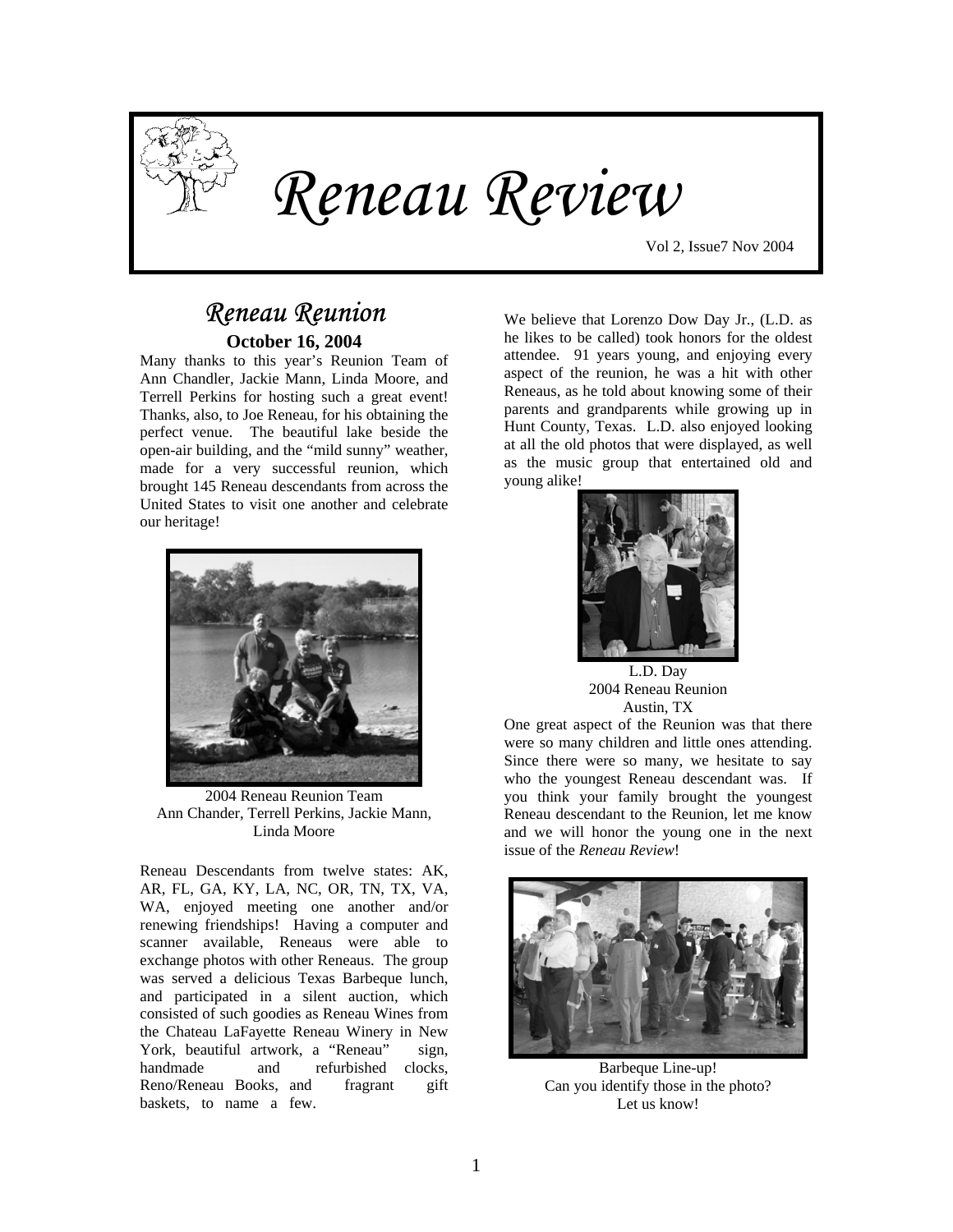# *Reneau Review*

Vol 2, Issue7 Nov 2004

## *Reneau Reunion*

**October 16, 2004**

Many thanks to this year's Reunion Team of Ann Chandler, Jackie Mann, Linda Moore, and Terrell Perkins for hosting such a great event! Thanks, also, to Joe Reneau, for his obtaining the perfect venue. The beautiful lake beside the open-air building, and the "mild sunny" weather, made for a very successful reunion, which brought 145 Reneau descendants from across the United States to visit one another and celebrate our heritage!

2004 Reneau Reunion Team
Ann Chander, Terrell Perkins, Jackie Mann, Linda Moore

Reneau Descendants from twelve states: AK, AR, FL, GA, KY, LA, NC, OR, TN, TX, VA, WA, enjoyed meeting one another and/or renewing friendships! Having a computer and scanner available, Reneaus were able to exchange photos with other Reneaus. The group was served a delicious Texas Barbeque lunch, and participated in a silent auction, which consisted of such goodies as Reneau Wines from the Chateau LaFayette Reneau Winery in New York, beautiful artwork, a "Reneau" sign, handmade and refurbished clocks, Reno/Reneau Books, and fragrant gift baskets, to name a few.

We believe that Lorenzo Dow Day Jr., (L.D. as he likes to be called) took honors for the oldest attendee. 91 years young, and enjoying every aspect of the reunion, he was a hit with other Reneaus, as he told about knowing some of their parents and grandparents while growing up in Hunt County, Texas. L.D. also enjoyed looking at all the old photos that were displayed, as well as the music group that entertained old and young alike!

L.D. Day
2004 Reneau Reunion
Austin, TX

One great aspect of the Reunion was that there were so many children and little ones attending. Since there were so many, we hesitate to say who the youngest Reneau descendant was. If you think your family brought the youngest Reneau descendant to the Reunion, let me know and we will honor the young one in the next issue of the *Reneau Review*!

Barbeque Line-up!
Can you identify those in the photo?
Let us know!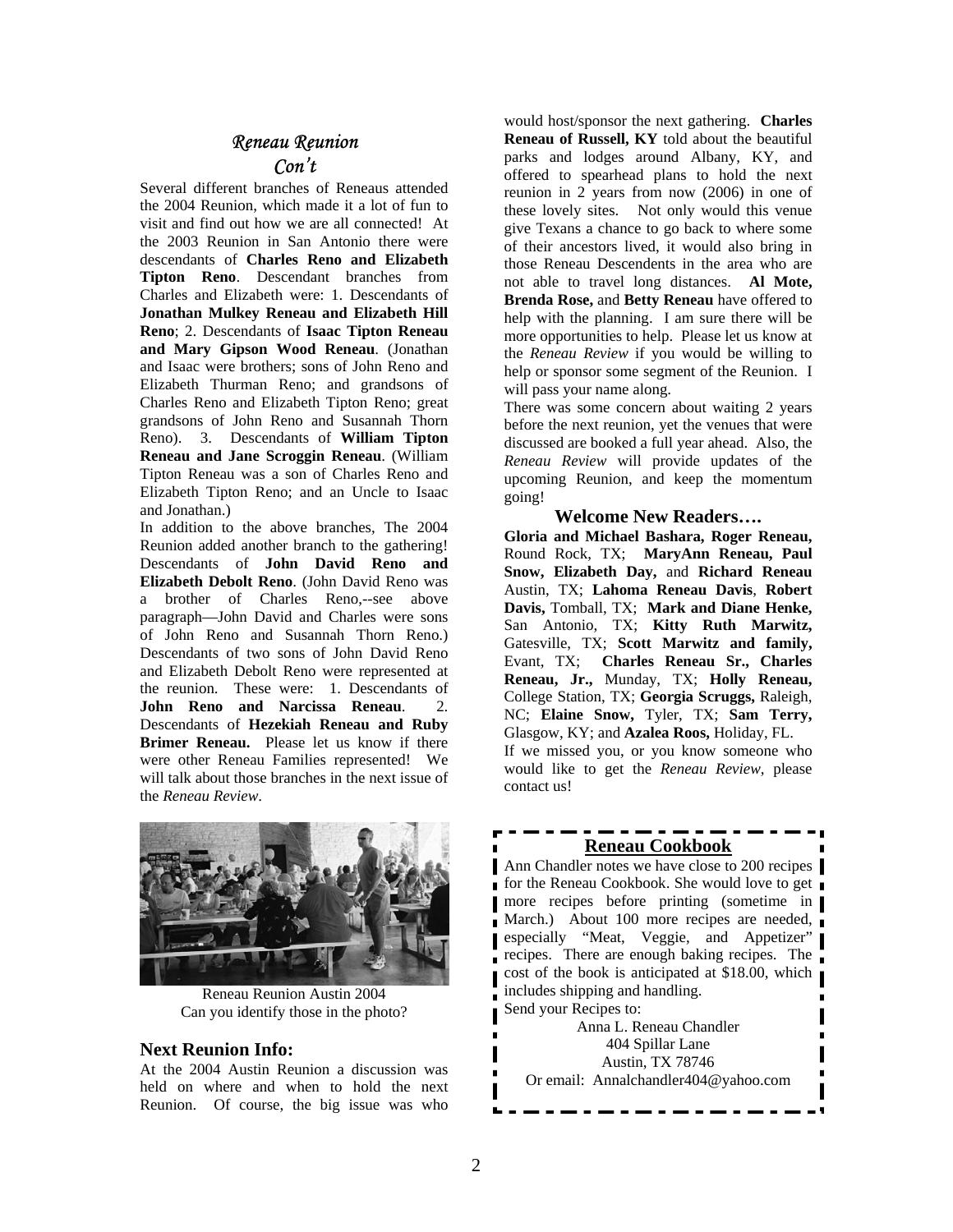## *Reneau Reunion Con't*

Several different branches of Reneaus attended the 2004 Reunion, which made it a lot of fun to visit and find out how we are all connected! At the 2003 Reunion in San Antonio there were descendants of **Charles Reno and Elizabeth Tipton Reno**. Descendant branches from Charles and Elizabeth were: 1. Descendants of **Jonathan Mulkey Reneau and Elizabeth Hill Reno**; 2. Descendants of **Isaac Tipton Reneau and Mary Gipson Wood Reneau**. (Jonathan and Isaac were brothers; sons of John Reno and Elizabeth Thurman Reno; and grandsons of Charles Reno and Elizabeth Tipton Reno; great grandsons of John Reno and Susannah Thorn Reno). 3. Descendants of **William Tipton Reneau and Jane Scroggin Reneau**. (William Tipton Reneau was a son of Charles Reno and Elizabeth Tipton Reno; and an Uncle to Isaac and Jonathan.)

In addition to the above branches, The 2004 Reunion added another branch to the gathering! Descendants of **John David Reno and Elizabeth Debolt Reno**. (John David Reno was a brother of Charles Reno,--see above paragraph—John David and Charles were sons of John Reno and Susannah Thorn Reno.) Descendants of two sons of John David Reno and Elizabeth Debolt Reno were represented at the reunion. These were: 1. Descendants of **John Reno and Narcissa Reneau**. 2. Descendants of **Hezekiah Reneau and Ruby Brimer Reneau.** Please let us know if there were other Reneau Families represented! We will talk about those branches in the next issue of the *Reneau Review*.

Reneau Reunion Austin 2004
Can you identify those in the photo?

### Next Reunion Info:

At the 2004 Austin Reunion a discussion was held on where and when to hold the next Reunion. Of course, the big issue was who would host/sponsor the next gathering. **Charles Reneau of Russell, KY** told about the beautiful parks and lodges around Albany, KY, and offered to spearhead plans to hold the next reunion in 2 years from now (2006) in one of these lovely sites. Not only would this venue give Texans a chance to go back to where some of their ancestors lived, it would also bring in those Reneau Descendents in the area who are not able to travel long distances. **Al Mote, Brenda Rose,** and **Betty Reneau** have offered to help with the planning. I am sure there will be more opportunities to help. Please let us know at the *Reneau Review* if you would be willing to help or sponsor some segment of the Reunion. I will pass your name along.

There was some concern about waiting 2 years before the next reunion, yet the venues that were discussed are booked a full year ahead. Also, the *Reneau Review* will provide updates of the upcoming Reunion, and keep the momentum going!

### Welcome New Readers….

**Gloria and Michael Bashara, Roger Reneau,** Round Rock, TX; **MaryAnn Reneau, Paul Snow, Elizabeth Day,** and **Richard Reneau** Austin, TX; **Lahoma Reneau Davis**, **Robert Davis,** Tomball, TX; **Mark and Diane Henke,** San Antonio, TX; **Kitty Ruth Marwitz,** Gatesville, TX; **Scott Marwitz and family,** Evant, TX; **Charles Reneau Sr., Charles Reneau, Jr.,** Munday, TX; **Holly Reneau,** College Station, TX; **Georgia Scruggs,** Raleigh, NC; **Elaine Snow,** Tyler, TX; **Sam Terry,** Glasgow, KY; and **Azalea Roos,** Holiday, FL.

If we missed you, or you know someone who would like to get the *Reneau Review*, please contact us!

### Reneau Cookbook

Ann Chandler notes we have close to 200 recipes for the Reneau Cookbook. She would love to get more recipes before printing (sometime in March.) About 100 more recipes are needed, especially "Meat, Veggie, and Appetizer" recipes. There are enough baking recipes. The cost of the book is anticipated at $18.00, which includes shipping and handling.

Send your Recipes to:

Anna L. Reneau Chandler
404 Spillar Lane
Austin, TX 78746
Or email: Annalchandler404@yahoo.com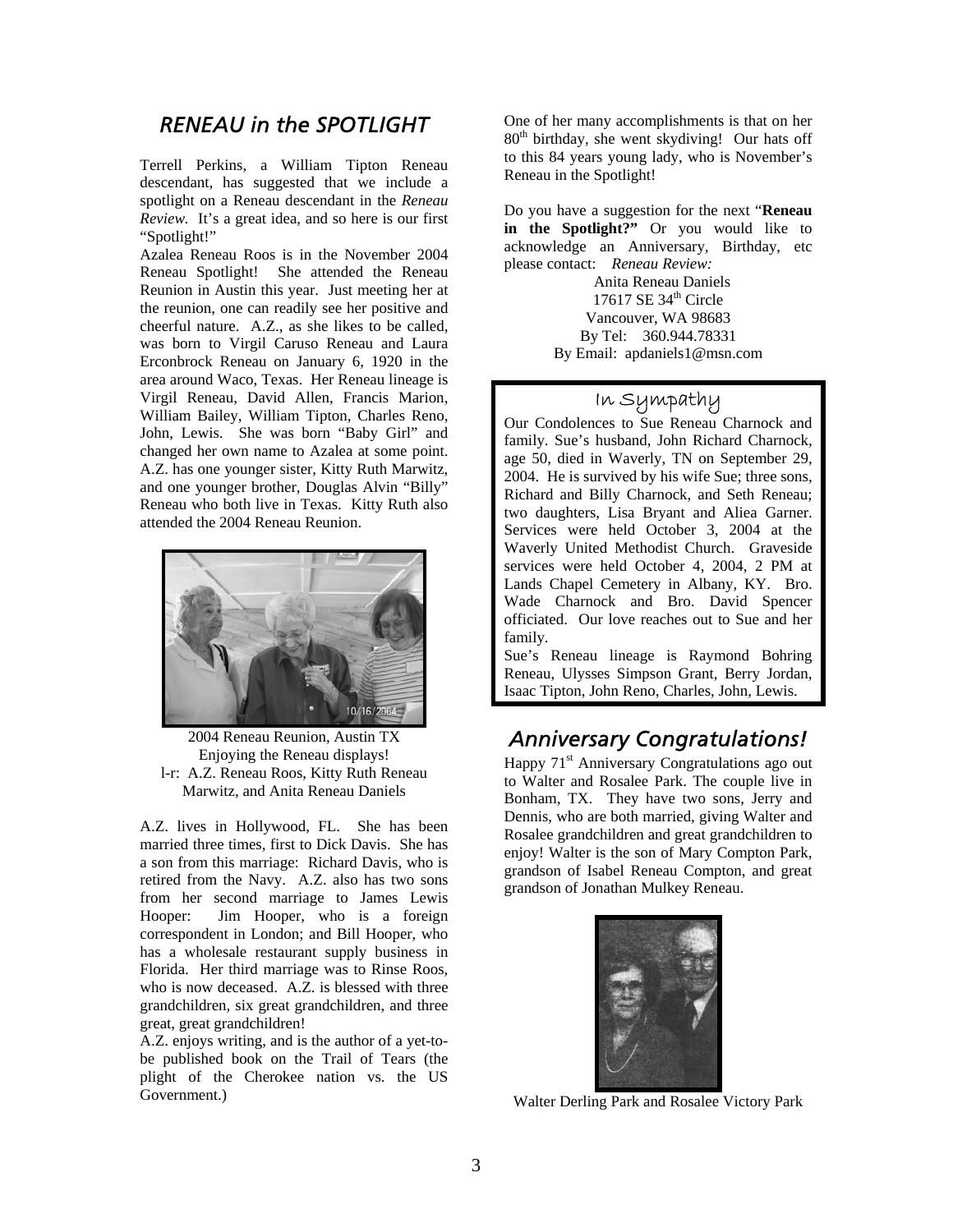## *RENEAU in the SPOTLIGHT*

Terrell Perkins, a William Tipton Reneau descendant, has suggested that we include a spotlight on a Reneau descendant in the *Reneau Review*. It's a great idea, and so here is our first "Spotlight!"

Azalea Reneau Roos is in the November 2004 Reneau Spotlight! She attended the Reneau Reunion in Austin this year. Just meeting her at the reunion, one can readily see her positive and cheerful nature. A.Z., as she likes to be called, was born to Virgil Caruso Reneau and Laura Erconbrock Reneau on January 6, 1920 in the area around Waco, Texas. Her Reneau lineage is Virgil Reneau, David Allen, Francis Marion, William Bailey, William Tipton, Charles Reno, John, Lewis. She was born "Baby Girl" and changed her own name to Azalea at some point. A.Z. has one younger sister, Kitty Ruth Marwitz, and one younger brother, Douglas Alvin "Billy" Reneau who both live in Texas. Kitty Ruth also attended the 2004 Reneau Reunion.

2004 Reneau Reunion, Austin TX
Enjoying the Reneau displays!
l-r: A.Z. Reneau Roos, Kitty Ruth Reneau Marwitz, and Anita Reneau Daniels

A.Z. lives in Hollywood, FL. She has been married three times, first to Dick Davis. She has a son from this marriage: Richard Davis, who is retired from the Navy. A.Z. also has two sons from her second marriage to James Lewis Hooper: Jim Hooper, who is a foreign correspondent in London; and Bill Hooper, who has a wholesale restaurant supply business in Florida. Her third marriage was to Rinse Roos, who is now deceased. A.Z. is blessed with three grandchildren, six great grandchildren, and three great, great grandchildren!

A.Z. enjoys writing, and is the author of a yet-to-be published book on the Trail of Tears (the plight of the Cherokee nation vs. the US Government.)

One of her many accomplishments is that on her 80th birthday, she went skydiving! Our hats off to this 84 years young lady, who is November's Reneau in the Spotlight!

Do you have a suggestion for the next "**Reneau in the Spotlight?"** Or you would like to acknowledge an Anniversary, Birthday, etc please contact: *Reneau Review:*

Anita Reneau Daniels
17617 SE 34th Circle
Vancouver, WA 98683
By Tel: 360.944.78331
By Email: apdaniels1@msn.com

## In Sympathy

Our Condolences to Sue Reneau Charnock and family. Sue's husband, John Richard Charnock, age 50, died in Waverly, TN on September 29, 2004. He is survived by his wife Sue; three sons, Richard and Billy Charnock, and Seth Reneau; two daughters, Lisa Bryant and Aliea Garner. Services were held October 3, 2004 at the Waverly United Methodist Church. Graveside services were held October 4, 2004, 2 PM at Lands Chapel Cemetery in Albany, KY. Bro. Wade Charnock and Bro. David Spencer officiated. Our love reaches out to Sue and her family.

Sue's Reneau lineage is Raymond Bohring Reneau, Ulysses Simpson Grant, Berry Jordan, Isaac Tipton, John Reno, Charles, John, Lewis.

## *Anniversary Congratulations!*

Happy 71st Anniversary Congratulations ago out to Walter and Rosalee Park. The couple live in Bonham, TX. They have two sons, Jerry and Dennis, who are both married, giving Walter and Rosalee grandchildren and great grandchildren to enjoy! Walter is the son of Mary Compton Park, grandson of Isabel Reneau Compton, and great grandson of Jonathan Mulkey Reneau.

Walter Derling Park and Rosalee Victory Park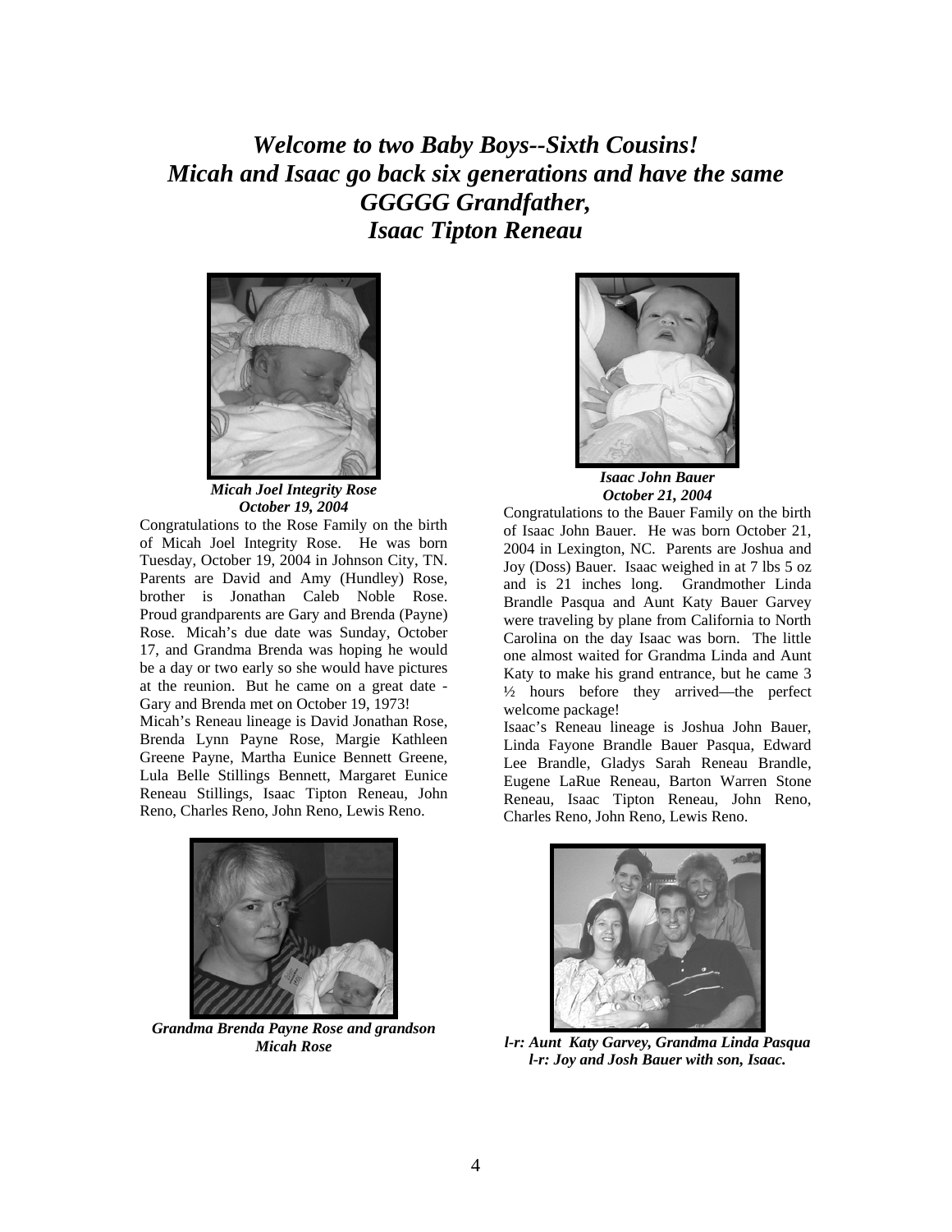# *Welcome to two Baby Boys--Sixth Cousins!*
# *Micah and Isaac go back six generations and have the same GGGGG Grandfather, Isaac Tipton Reneau*

***Micah Joel Integrity Rose***
***October 19, 2004***

Congratulations to the Rose Family on the birth of Micah Joel Integrity Rose. He was born Tuesday, October 19, 2004 in Johnson City, TN. Parents are David and Amy (Hundley) Rose, brother is Jonathan Caleb Noble Rose. Proud grandparents are Gary and Brenda (Payne) Rose. Micah's due date was Sunday, October 17, and Grandma Brenda was hoping he would be a day or two early so she would have pictures at the reunion. But he came on a great date - Gary and Brenda met on October 19, 1973!

Micah's Reneau lineage is David Jonathan Rose, Brenda Lynn Payne Rose, Margie Kathleen Greene Payne, Martha Eunice Bennett Greene, Lula Belle Stillings Bennett, Margaret Eunice Reneau Stillings, Isaac Tipton Reneau, John Reno, Charles Reno, John Reno, Lewis Reno.

***Grandma Brenda Payne Rose and grandson Micah Rose***

***Isaac John Bauer***
***October 21, 2004***

Congratulations to the Bauer Family on the birth of Isaac John Bauer. He was born October 21, 2004 in Lexington, NC. Parents are Joshua and Joy (Doss) Bauer. Isaac weighed in at 7 lbs 5 oz and is 21 inches long. Grandmother Linda Brandle Pasqua and Aunt Katy Bauer Garvey were traveling by plane from California to North Carolina on the day Isaac was born. The little one almost waited for Grandma Linda and Aunt Katy to make his grand entrance, but he came 3 ½ hours before they arrived—the perfect welcome package!

Isaac's Reneau lineage is Joshua John Bauer, Linda Fayone Brandle Bauer Pasqua, Edward Lee Brandle, Gladys Sarah Reneau Brandle, Eugene LaRue Reneau, Barton Warren Stone Reneau, Isaac Tipton Reneau, John Reno, Charles Reno, John Reno, Lewis Reno.

***l-r: Aunt Katy Garvey, Grandma Linda Pasqua***
***l-r: Joy and Josh Bauer with son, Isaac.***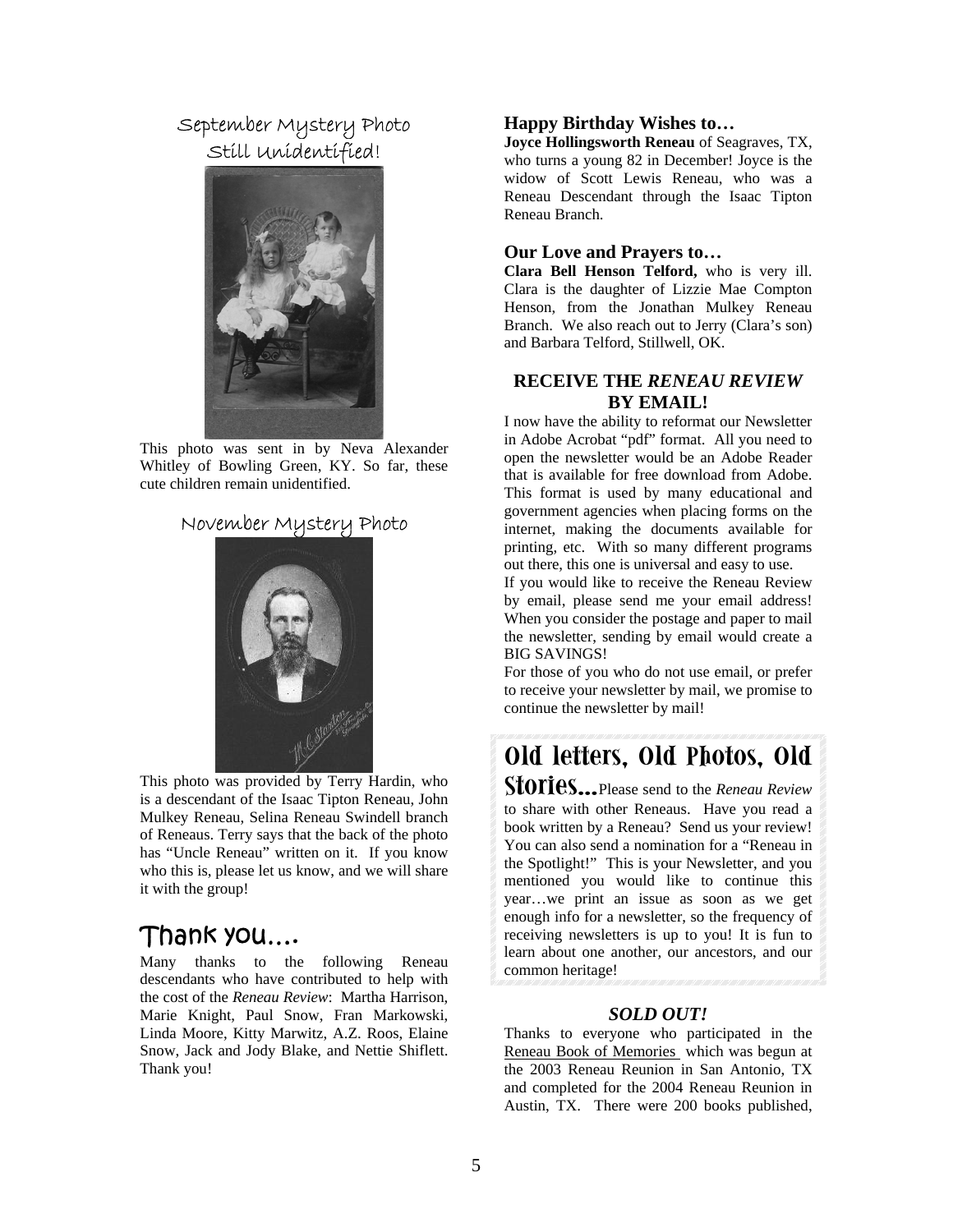## September Mystery Photo Still Unidentified!

This photo was sent in by Neva Alexander Whitley of Bowling Green, KY. So far, these cute children remain unidentified.

## November Mystery Photo

This photo was provided by Terry Hardin, who is a descendant of the Isaac Tipton Reneau, John Mulkey Reneau, Selina Reneau Swindell branch of Reneaus. Terry says that the back of the photo has "Uncle Reneau" written on it. If you know who this is, please let us know, and we will share it with the group!

## Thank you….

Many thanks to the following Reneau descendants who have contributed to help with the cost of the *Reneau Review*: Martha Harrison, Marie Knight, Paul Snow, Fran Markowski, Linda Moore, Kitty Marwitz, A.Z. Roos, Elaine Snow, Jack and Jody Blake, and Nettie Shiflett. Thank you!

### Happy Birthday Wishes to…

**Joyce Hollingsworth Reneau** of Seagraves, TX, who turns a young 82 in December! Joyce is the widow of Scott Lewis Reneau, who was a Reneau Descendant through the Isaac Tipton Reneau Branch.

### Our Love and Prayers to…

**Clara Bell Henson Telford,** who is very ill. Clara is the daughter of Lizzie Mae Compton Henson, from the Jonathan Mulkey Reneau Branch. We also reach out to Jerry (Clara's son) and Barbara Telford, Stillwell, OK.

### RECEIVE THE *RENEAU REVIEW* BY EMAIL!

I now have the ability to reformat our Newsletter in Adobe Acrobat "pdf" format. All you need to open the newsletter would be an Adobe Reader that is available for free download from Adobe. This format is used by many educational and government agencies when placing forms on the internet, making the documents available for printing, etc. With so many different programs out there, this one is universal and easy to use.

If you would like to receive the Reneau Review by email, please send me your email address! When you consider the postage and paper to mail the newsletter, sending by email would create a BIG SAVINGS!

For those of you who do not use email, or prefer to receive your newsletter by mail, we promise to continue the newsletter by mail!

**Old letters, Old Photos, Old Stories…** Please send to the *Reneau Review* to share with other Reneaus. Have you read a book written by a Reneau? Send us your review! You can also send a nomination for a "Reneau in the Spotlight!" This is your Newsletter, and you mentioned you would like to continue this year…we print an issue as soon as we get enough info for a newsletter, so the frequency of receiving newsletters is up to you! It is fun to learn about one another, our ancestors, and our common heritage!

### *SOLD OUT!*

Thanks to everyone who participated in the Reneau Book of Memories which was begun at the 2003 Reneau Reunion in San Antonio, TX and completed for the 2004 Reneau Reunion in Austin, TX. There were 200 books published,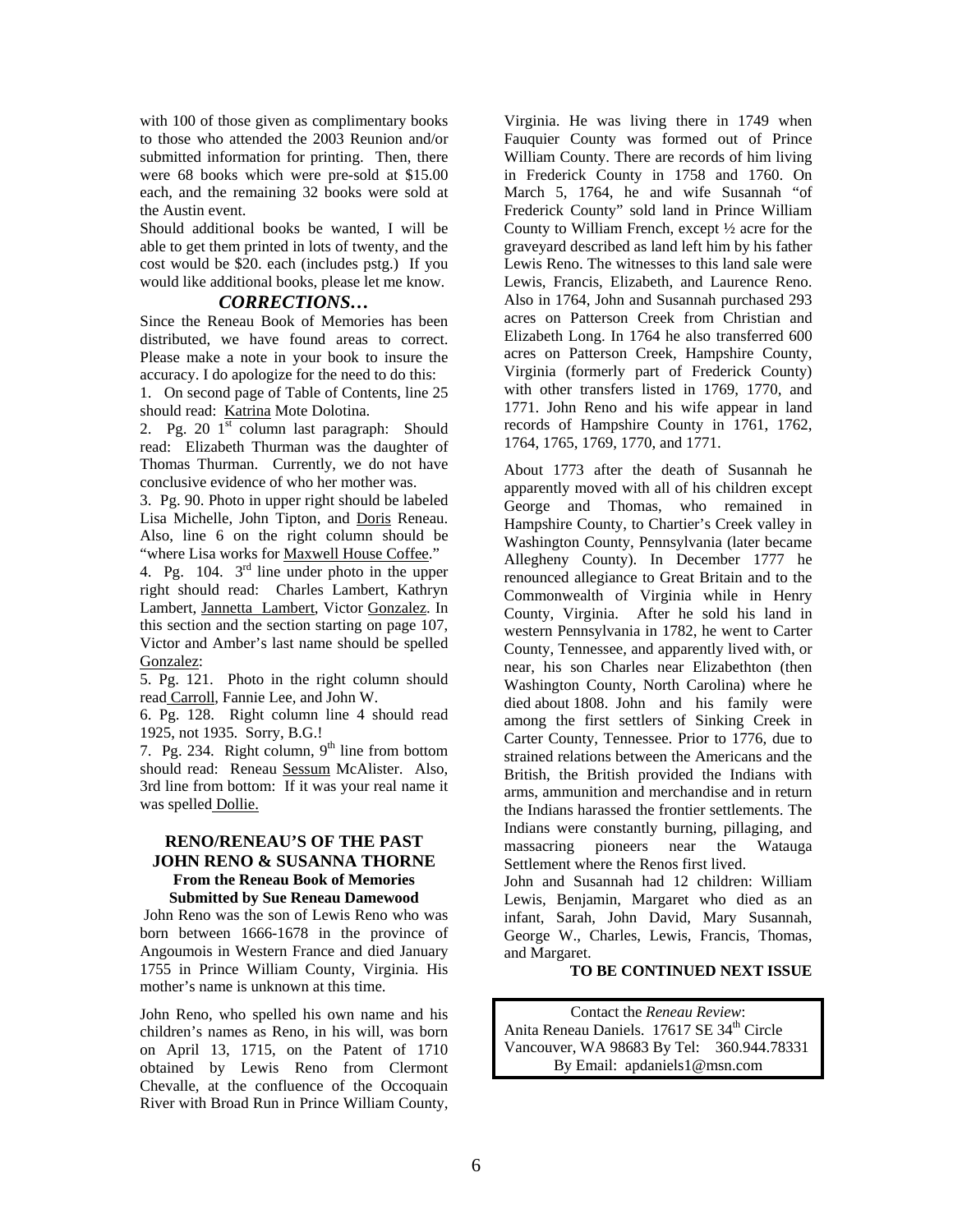with 100 of those given as complimentary books to those who attended the 2003 Reunion and/or submitted information for printing. Then, there were 68 books which were pre-sold at $15.00 each, and the remaining 32 books were sold at the Austin event.

Should additional books be wanted, I will be able to get them printed in lots of twenty, and the cost would be $20. each (includes pstg.) If you would like additional books, please let me know.

## *CORRECTIONS…*

Since the Reneau Book of Memories has been distributed, we have found areas to correct. Please make a note in your book to insure the accuracy. I do apologize for the need to do this:

1. On second page of Table of Contents, line 25 should read: Katrina Mote Dolotina.
2. Pg. 20 1st column last paragraph: Should read: Elizabeth Thurman was the daughter of Thomas Thurman. Currently, we do not have conclusive evidence of who her mother was.
3. Pg. 90. Photo in upper right should be labeled Lisa Michelle, John Tipton, and Doris Reneau. Also, line 6 on the right column should be "where Lisa works for Maxwell House Coffee."
4. Pg. 104. 3rd line under photo in the upper right should read: Charles Lambert, Kathryn Lambert, Jannetta Lambert, Victor Gonzalez. In this section and the section starting on page 107, Victor and Amber's last name should be spelled Gonzalez:
5. Pg. 121. Photo in the right column should read Carroll, Fannie Lee, and John W.
6. Pg. 128. Right column line 4 should read 1925, not 1935. Sorry, B.G.!
7. Pg. 234. Right column, 9th line from bottom should read: Reneau Sessum McAlister. Also, 3rd line from bottom: If it was your real name it was spelled Dollie.

## RENO/RENEAU'S OF THE PAST JOHN RENO & SUSANNA THORNE

### From the Reneau Book of Memories Submitted by Sue Reneau Damewood

John Reno was the son of Lewis Reno who was born between 1666-1678 in the province of Angoumois in Western France and died January 1755 in Prince William County, Virginia. His mother's name is unknown at this time.

John Reno, who spelled his own name and his children's names as Reno, in his will, was born on April 13, 1715, on the Patent of 1710 obtained by Lewis Reno from Clermont Chevalle, at the confluence of the Occoquain River with Broad Run in Prince William County, Virginia. He was living there in 1749 when Fauquier County was formed out of Prince William County. There are records of him living in Frederick County in 1758 and 1760. On March 5, 1764, he and wife Susannah "of Frederick County" sold land in Prince William County to William French, except ½ acre for the graveyard described as land left him by his father Lewis Reno. The witnesses to this land sale were Lewis, Francis, Elizabeth, and Laurence Reno. Also in 1764, John and Susannah purchased 293 acres on Patterson Creek from Christian and Elizabeth Long. In 1764 he also transferred 600 acres on Patterson Creek, Hampshire County, Virginia (formerly part of Frederick County) with other transfers listed in 1769, 1770, and 1771. John Reno and his wife appear in land records of Hampshire County in 1761, 1762, 1764, 1765, 1769, 1770, and 1771.

About 1773 after the death of Susannah he apparently moved with all of his children except George and Thomas, who remained in Hampshire County, to Chartier's Creek valley in Washington County, Pennsylvania (later became Allegheny County). In December 1777 he renounced allegiance to Great Britain and to the Commonwealth of Virginia while in Henry County, Virginia. After he sold his land in western Pennsylvania in 1782, he went to Carter County, Tennessee, and apparently lived with, or near, his son Charles near Elizabethton (then Washington County, North Carolina) where he died about 1808. John and his family were among the first settlers of Sinking Creek in Carter County, Tennessee. Prior to 1776, due to strained relations between the Americans and the British, the British provided the Indians with arms, ammunition and merchandise and in return the Indians harassed the frontier settlements. The Indians were constantly burning, pillaging, and massacring pioneers near the Watauga Settlement where the Renos first lived.

John and Susannah had 12 children: William Lewis, Benjamin, Margaret who died as an infant, Sarah, John David, Mary Susannah, George W., Charles, Lewis, Francis, Thomas, and Margaret.

**TO BE CONTINUED NEXT ISSUE**

Contact the *Reneau Review*:
Anita Reneau Daniels. 17617 SE 34th Circle
Vancouver, WA 98683 By Tel: 360.944.78331
By Email: apdaniels1@msn.com